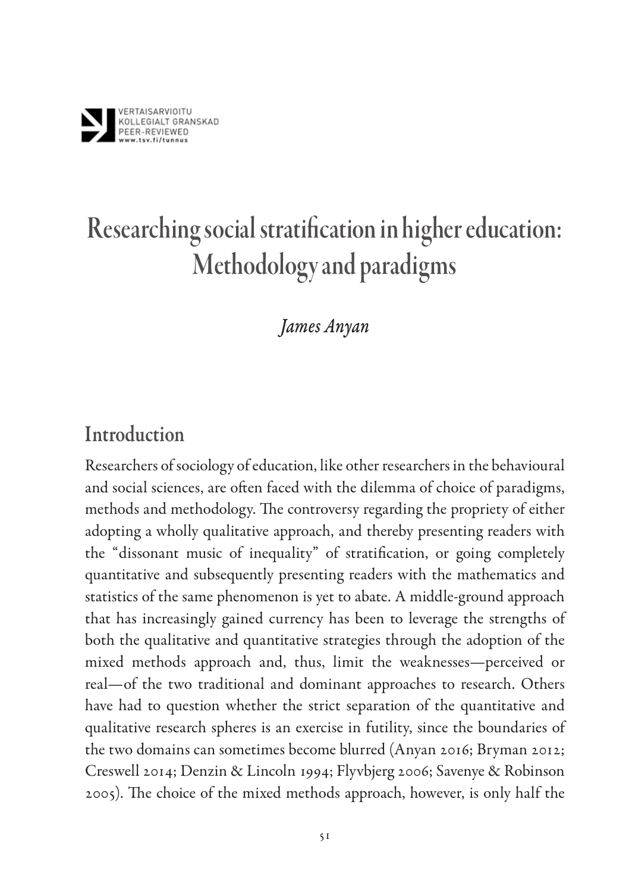VERTAISARVIOITU
KOLLEGIALT GRANSKAD
PEER-REVIEWED
www.tsv.fi/tunnus

# Researching social stratification in higher education: Methodology and paradigms

*James Anyan*

## Introduction

Researchers of sociology of education, like other researchers in the behavioural and social sciences, are often faced with the dilemma of choice of paradigms, methods and methodology. The controversy regarding the propriety of either adopting a wholly qualitative approach, and thereby presenting readers with the "dissonant music of inequality" of stratification, or going completely quantitative and subsequently presenting readers with the mathematics and statistics of the same phenomenon is yet to abate. A middle-ground approach that has increasingly gained currency has been to leverage the strengths of both the qualitative and quantitative strategies through the adoption of the mixed methods approach and, thus, limit the weaknesses—perceived or real—of the two traditional and dominant approaches to research. Others have had to question whether the strict separation of the quantitative and qualitative research spheres is an exercise in futility, since the boundaries of the two domains can sometimes become blurred (Anyan 2016; Bryman 2012; Creswell 2014; Denzin & Lincoln 1994; Flyvbjerg 2006; Savenye & Robinson 2005). The choice of the mixed methods approach, however, is only half the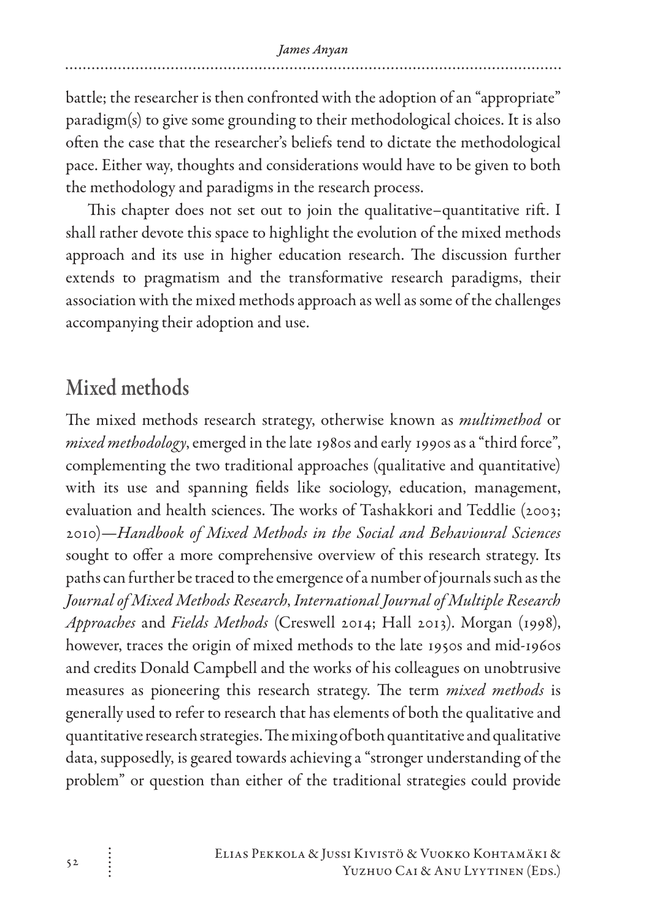battle; the researcher is then confronted with the adoption of an "appropriate" paradigm(s) to give some grounding to their methodological choices. It is also often the case that the researcher's beliefs tend to dictate the methodological pace. Either way, thoughts and considerations would have to be given to both the methodology and paradigms in the research process.

This chapter does not set out to join the qualitative–quantitative rift. I shall rather devote this space to highlight the evolution of the mixed methods approach and its use in higher education research. The discussion further extends to pragmatism and the transformative research paradigms, their association with the mixed methods approach as well as some of the challenges accompanying their adoption and use.

## Mixed methods

The mixed methods research strategy, otherwise known as *multimethod* or *mixed methodology*, emerged in the late 1980s and early 1990s as a "third force", complementing the two traditional approaches (qualitative and quantitative) with its use and spanning fields like sociology, education, management, evaluation and health sciences. The works of Tashakkori and Teddlie (2003; 2010)—*Handbook of Mixed Methods in the Social and Behavioural Sciences* sought to offer a more comprehensive overview of this research strategy. Its paths can further be traced to the emergence of a number of journals such as the *Journal of Mixed Methods Research*, *International Journal of Multiple Research Approaches* and *Fields Methods* (Creswell 2014; Hall 2013). Morgan (1998), however, traces the origin of mixed methods to the late 1950s and mid-1960s and credits Donald Campbell and the works of his colleagues on unobtrusive measures as pioneering this research strategy. The term *mixed methods* is generally used to refer to research that has elements of both the qualitative and quantitative research strategies. The mixing of both quantitative and qualitative data, supposedly, is geared towards achieving a "stronger understanding of the problem" or question than either of the traditional strategies could provide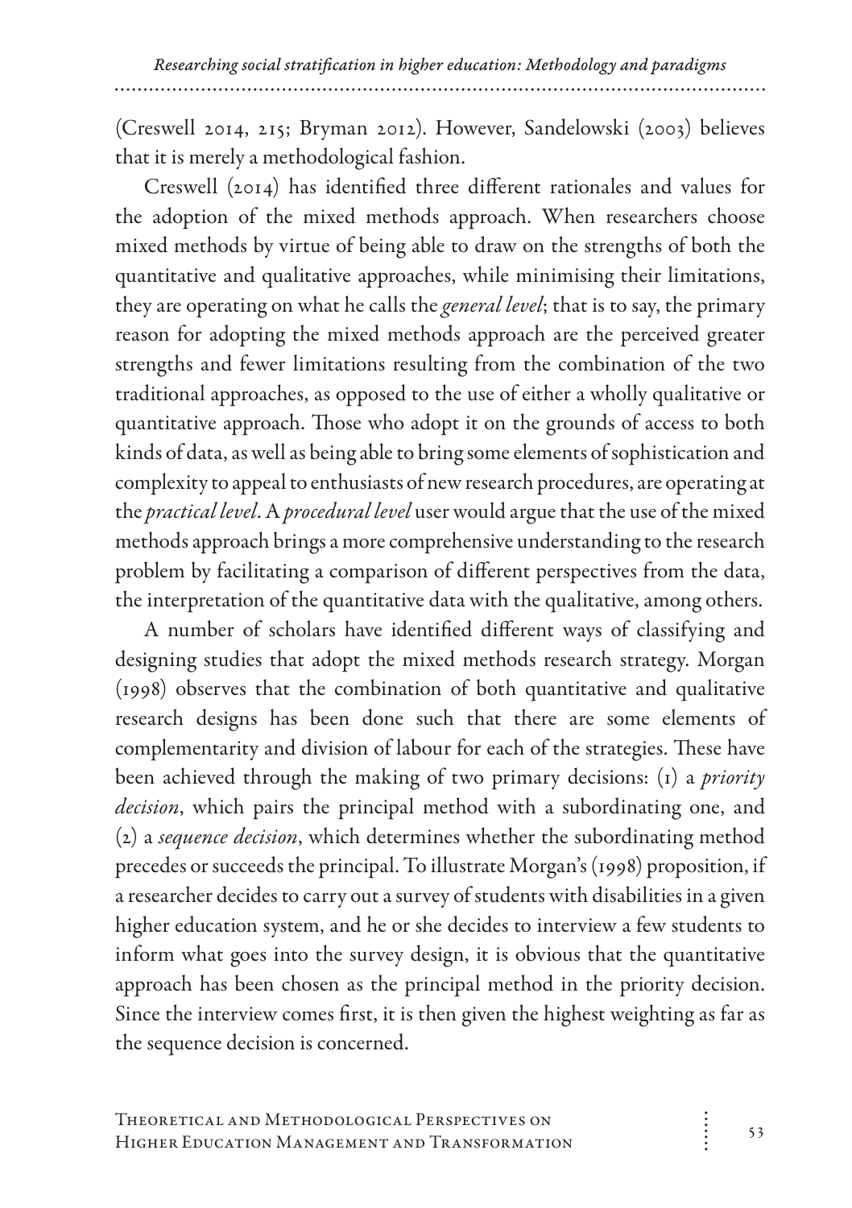(Creswell 2014, 215; Bryman 2012). However, Sandelowski (2003) believes that it is merely a methodological fashion.

Creswell (2014) has identified three different rationales and values for the adoption of the mixed methods approach. When researchers choose mixed methods by virtue of being able to draw on the strengths of both the quantitative and qualitative approaches, while minimising their limitations, they are operating on what he calls the *general level*; that is to say, the primary reason for adopting the mixed methods approach are the perceived greater strengths and fewer limitations resulting from the combination of the two traditional approaches, as opposed to the use of either a wholly qualitative or quantitative approach. Those who adopt it on the grounds of access to both kinds of data, as well as being able to bring some elements of sophistication and complexity to appeal to enthusiasts of new research procedures, are operating at the *practical level*. A *procedural level* user would argue that the use of the mixed methods approach brings a more comprehensive understanding to the research problem by facilitating a comparison of different perspectives from the data, the interpretation of the quantitative data with the qualitative, among others.

A number of scholars have identified different ways of classifying and designing studies that adopt the mixed methods research strategy. Morgan (1998) observes that the combination of both quantitative and qualitative research designs has been done such that there are some elements of complementarity and division of labour for each of the strategies. These have been achieved through the making of two primary decisions: (1) a *priority decision*, which pairs the principal method with a subordinating one, and (2) a *sequence decision*, which determines whether the subordinating method precedes or succeeds the principal. To illustrate Morgan's (1998) proposition, if a researcher decides to carry out a survey of students with disabilities in a given higher education system, and he or she decides to interview a few students to inform what goes into the survey design, it is obvious that the quantitative approach has been chosen as the principal method in the priority decision. Since the interview comes first, it is then given the highest weighting as far as the sequence decision is concerned.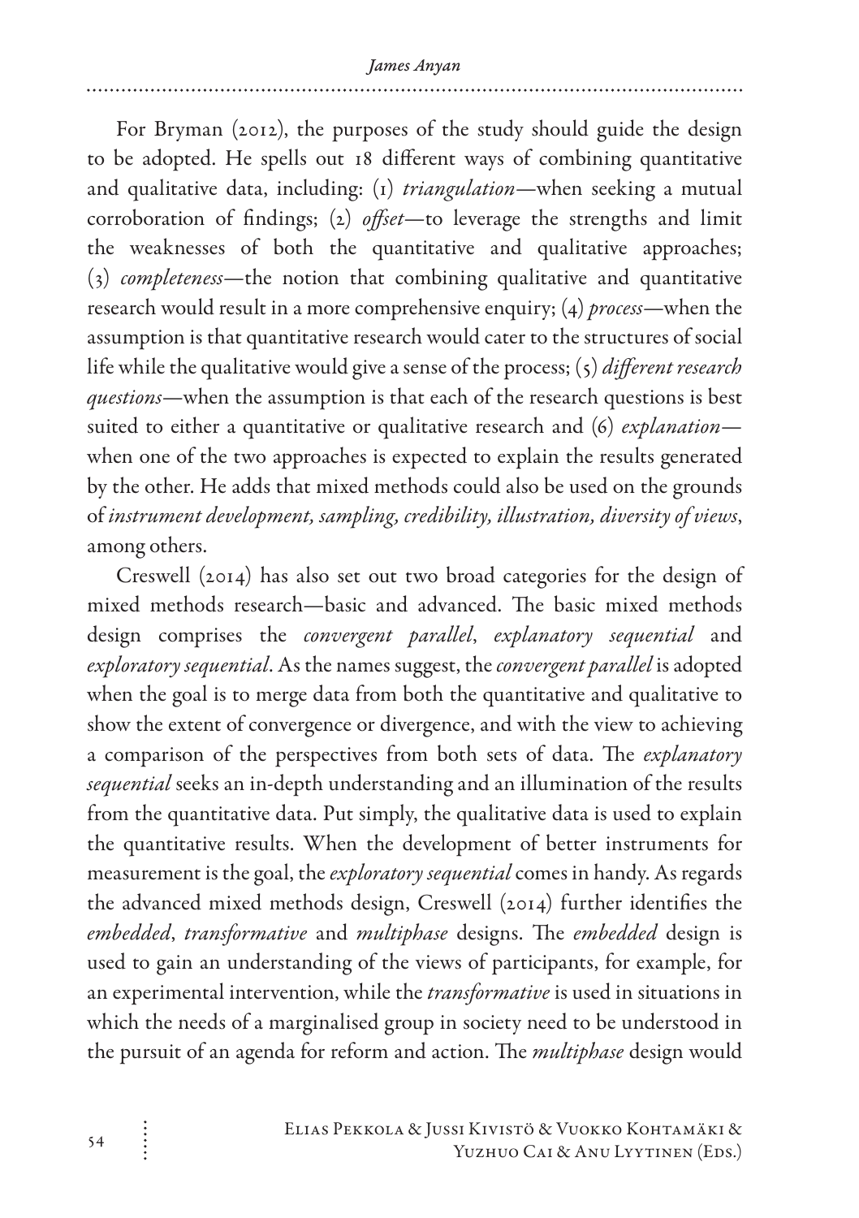For Bryman (2012), the purposes of the study should guide the design to be adopted. He spells out 18 different ways of combining quantitative and qualitative data, including: (1) *triangulation*—when seeking a mutual corroboration of findings; (2) *offset*—to leverage the strengths and limit the weaknesses of both the quantitative and qualitative approaches; (3) *completeness*—the notion that combining qualitative and quantitative research would result in a more comprehensive enquiry; (4) *process*—when the assumption is that quantitative research would cater to the structures of social life while the qualitative would give a sense of the process; (5) *different research questions*—when the assumption is that each of the research questions is best suited to either a quantitative or qualitative research and (6) *explanation*—when one of the two approaches is expected to explain the results generated by the other. He adds that mixed methods could also be used on the grounds of *instrument development, sampling, credibility, illustration, diversity of views*, among others.

Creswell (2014) has also set out two broad categories for the design of mixed methods research—basic and advanced. The basic mixed methods design comprises the *convergent parallel*, *explanatory sequential* and *exploratory sequential*. As the names suggest, the *convergent parallel* is adopted when the goal is to merge data from both the quantitative and qualitative to show the extent of convergence or divergence, and with the view to achieving a comparison of the perspectives from both sets of data. The *explanatory sequential* seeks an in-depth understanding and an illumination of the results from the quantitative data. Put simply, the qualitative data is used to explain the quantitative results. When the development of better instruments for measurement is the goal, the *exploratory sequential* comes in handy. As regards the advanced mixed methods design, Creswell (2014) further identifies the *embedded*, *transformative* and *multiphase* designs. The *embedded* design is used to gain an understanding of the views of participants, for example, for an experimental intervention, while the *transformative* is used in situations in which the needs of a marginalised group in society need to be understood in the pursuit of an agenda for reform and action. The *multiphase* design would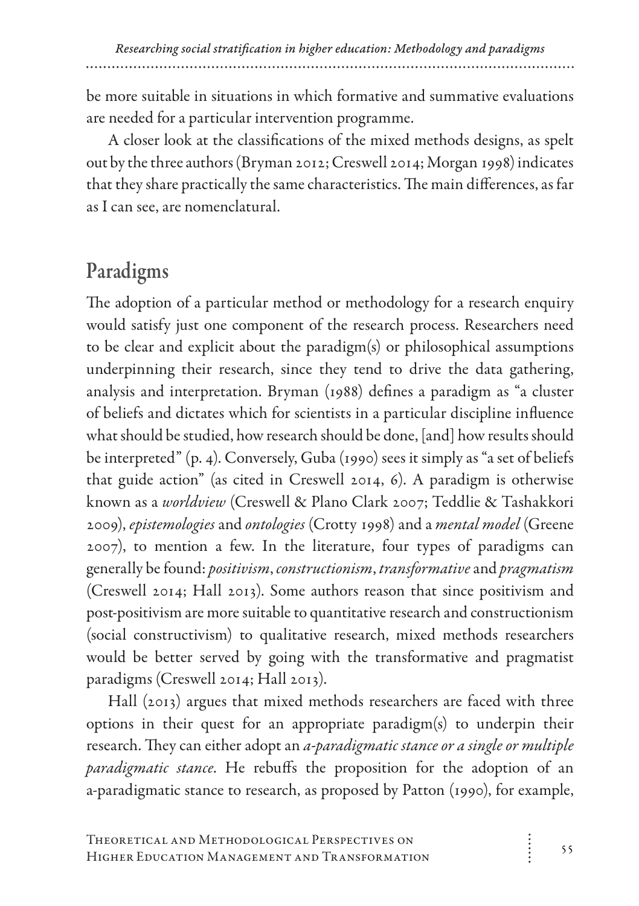be more suitable in situations in which formative and summative evaluations are needed for a particular intervention programme.

A closer look at the classifications of the mixed methods designs, as spelt out by the three authors (Bryman 2012; Creswell 2014; Morgan 1998) indicates that they share practically the same characteristics. The main differences, as far as I can see, are nomenclatural.

## Paradigms

The adoption of a particular method or methodology for a research enquiry would satisfy just one component of the research process. Researchers need to be clear and explicit about the paradigm(s) or philosophical assumptions underpinning their research, since they tend to drive the data gathering, analysis and interpretation. Bryman (1988) defines a paradigm as "a cluster of beliefs and dictates which for scientists in a particular discipline influence what should be studied, how research should be done, [and] how results should be interpreted" (p. 4). Conversely, Guba (1990) sees it simply as "a set of beliefs that guide action" (as cited in Creswell 2014, 6). A paradigm is otherwise known as a *worldview* (Creswell & Plano Clark 2007; Teddlie & Tashakkori 2009), *epistemologies* and *ontologies* (Crotty 1998) and a *mental model* (Greene 2007), to mention a few. In the literature, four types of paradigms can generally be found: *positivism*, *constructionism*, *transformative* and *pragmatism* (Creswell 2014; Hall 2013). Some authors reason that since positivism and post-positivism are more suitable to quantitative research and constructionism (social constructivism) to qualitative research, mixed methods researchers would be better served by going with the transformative and pragmatist paradigms (Creswell 2014; Hall 2013).

Hall (2013) argues that mixed methods researchers are faced with three options in their quest for an appropriate paradigm(s) to underpin their research. They can either adopt an *a-paradigmatic stance or a single or multiple paradigmatic stance*. He rebuffs the proposition for the adoption of an a-paradigmatic stance to research, as proposed by Patton (1990), for example,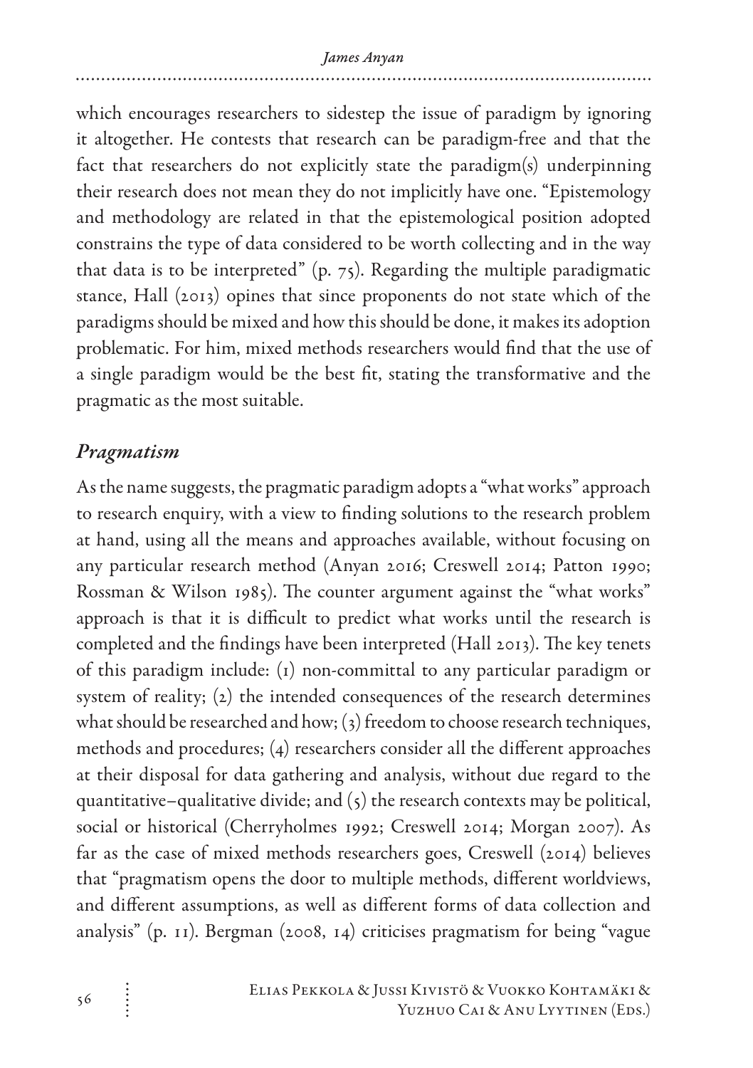which encourages researchers to sidestep the issue of paradigm by ignoring it altogether. He contests that research can be paradigm-free and that the fact that researchers do not explicitly state the paradigm(s) underpinning their research does not mean they do not implicitly have one. "Epistemology and methodology are related in that the epistemological position adopted constrains the type of data considered to be worth collecting and in the way that data is to be interpreted" (p. 75). Regarding the multiple paradigmatic stance, Hall (2013) opines that since proponents do not state which of the paradigms should be mixed and how this should be done, it makes its adoption problematic. For him, mixed methods researchers would find that the use of a single paradigm would be the best fit, stating the transformative and the pragmatic as the most suitable.

## *Pragmatism*

As the name suggests, the pragmatic paradigm adopts a "what works" approach to research enquiry, with a view to finding solutions to the research problem at hand, using all the means and approaches available, without focusing on any particular research method (Anyan 2016; Creswell 2014; Patton 1990; Rossman & Wilson 1985). The counter argument against the "what works" approach is that it is difficult to predict what works until the research is completed and the findings have been interpreted (Hall 2013). The key tenets of this paradigm include: (1) non-committal to any particular paradigm or system of reality; (2) the intended consequences of the research determines what should be researched and how; (3) freedom to choose research techniques, methods and procedures; (4) researchers consider all the different approaches at their disposal for data gathering and analysis, without due regard to the quantitative–qualitative divide; and (5) the research contexts may be political, social or historical (Cherryholmes 1992; Creswell 2014; Morgan 2007). As far as the case of mixed methods researchers goes, Creswell (2014) believes that "pragmatism opens the door to multiple methods, different worldviews, and different assumptions, as well as different forms of data collection and analysis" (p. 11). Bergman (2008, 14) criticises pragmatism for being "vague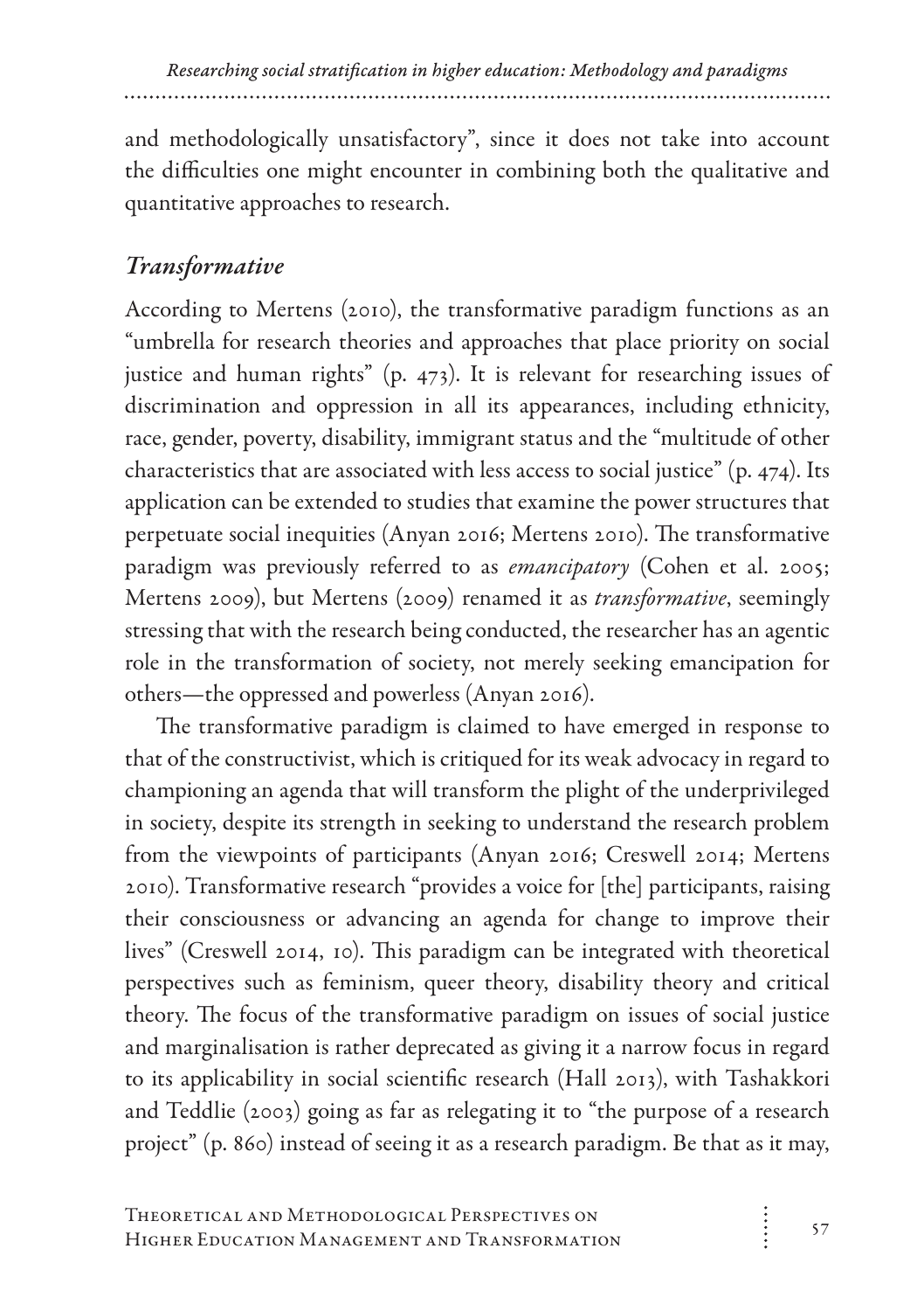and methodologically unsatisfactory", since it does not take into account the difficulties one might encounter in combining both the qualitative and quantitative approaches to research.

## *Transformative*

According to Mertens (2010), the transformative paradigm functions as an "umbrella for research theories and approaches that place priority on social justice and human rights" (p. 473). It is relevant for researching issues of discrimination and oppression in all its appearances, including ethnicity, race, gender, poverty, disability, immigrant status and the "multitude of other characteristics that are associated with less access to social justice" (p. 474). Its application can be extended to studies that examine the power structures that perpetuate social inequities (Anyan 2016; Mertens 2010). The transformative paradigm was previously referred to as *emancipatory* (Cohen et al. 2005; Mertens 2009), but Mertens (2009) renamed it as *transformative*, seemingly stressing that with the research being conducted, the researcher has an agentic role in the transformation of society, not merely seeking emancipation for others—the oppressed and powerless (Anyan 2016).

The transformative paradigm is claimed to have emerged in response to that of the constructivist, which is critiqued for its weak advocacy in regard to championing an agenda that will transform the plight of the underprivileged in society, despite its strength in seeking to understand the research problem from the viewpoints of participants (Anyan 2016; Creswell 2014; Mertens 2010). Transformative research "provides a voice for [the] participants, raising their consciousness or advancing an agenda for change to improve their lives" (Creswell 2014, 10). This paradigm can be integrated with theoretical perspectives such as feminism, queer theory, disability theory and critical theory. The focus of the transformative paradigm on issues of social justice and marginalisation is rather deprecated as giving it a narrow focus in regard to its applicability in social scientific research (Hall 2013), with Tashakkori and Teddlie (2003) going as far as relegating it to "the purpose of a research project" (p. 860) instead of seeing it as a research paradigm. Be that as it may,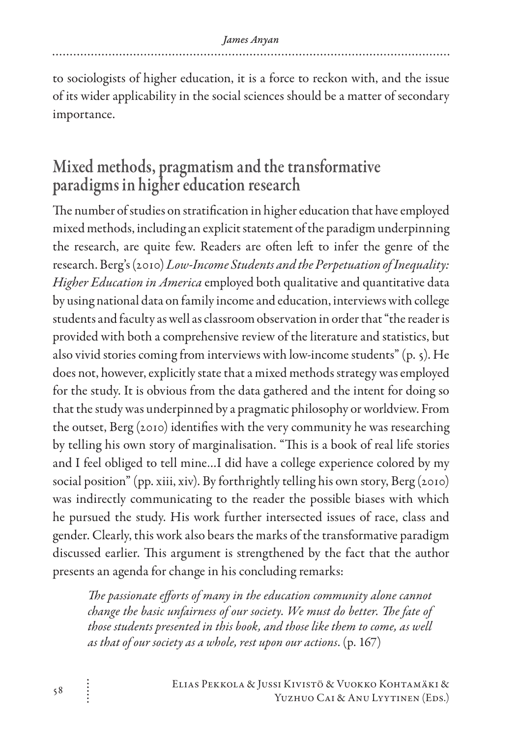to sociologists of higher education, it is a force to reckon with, and the issue of its wider applicability in the social sciences should be a matter of secondary importance.

## Mixed methods, pragmatism and the transformative paradigms in higher education research

The number of studies on stratification in higher education that have employed mixed methods, including an explicit statement of the paradigm underpinning the research, are quite few. Readers are often left to infer the genre of the research. Berg's (2010) *Low-Income Students and the Perpetuation of Inequality: Higher Education in America* employed both qualitative and quantitative data by using national data on family income and education, interviews with college students and faculty as well as classroom observation in order that "the reader is provided with both a comprehensive review of the literature and statistics, but also vivid stories coming from interviews with low-income students" (p. 5). He does not, however, explicitly state that a mixed methods strategy was employed for the study. It is obvious from the data gathered and the intent for doing so that the study was underpinned by a pragmatic philosophy or worldview. From the outset, Berg (2010) identifies with the very community he was researching by telling his own story of marginalisation. "This is a book of real life stories and I feel obliged to tell mine…I did have a college experience colored by my social position" (pp. xiii, xiv). By forthrightly telling his own story, Berg (2010) was indirectly communicating to the reader the possible biases with which he pursued the study. His work further intersected issues of race, class and gender. Clearly, this work also bears the marks of the transformative paradigm discussed earlier. This argument is strengthened by the fact that the author presents an agenda for change in his concluding remarks:

> *The passionate efforts of many in the education community alone cannot change the basic unfairness of our society. We must do better. The fate of those students presented in this book, and those like them to come, as well as that of our society as a whole, rest upon our actions*. (p. 167)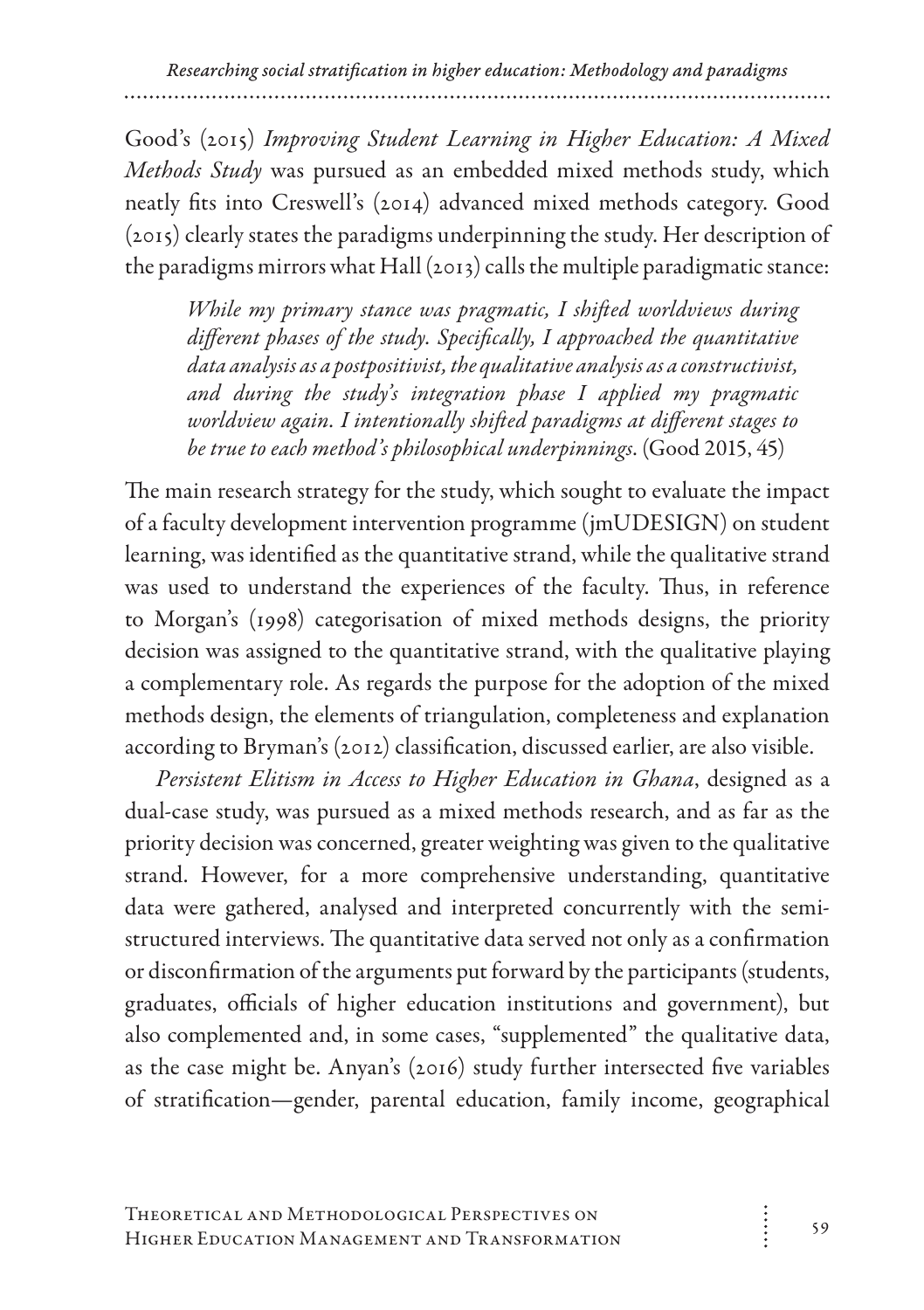Good's (2015) *Improving Student Learning in Higher Education: A Mixed Methods Study* was pursued as an embedded mixed methods study, which neatly fits into Creswell's (2014) advanced mixed methods category. Good (2015) clearly states the paradigms underpinning the study. Her description of the paradigms mirrors what Hall (2013) calls the multiple paradigmatic stance:

> *While my primary stance was pragmatic, I shifted worldviews during different phases of the study. Specifically, I approached the quantitative data analysis as a postpositivist, the qualitative analysis as a constructivist, and during the study's integration phase I applied my pragmatic worldview again. I intentionally shifted paradigms at different stages to be true to each method's philosophical underpinnings.* (Good 2015, 45)

The main research strategy for the study, which sought to evaluate the impact of a faculty development intervention programme (jmUDESIGN) on student learning, was identified as the quantitative strand, while the qualitative strand was used to understand the experiences of the faculty. Thus, in reference to Morgan's (1998) categorisation of mixed methods designs, the priority decision was assigned to the quantitative strand, with the qualitative playing a complementary role. As regards the purpose for the adoption of the mixed methods design, the elements of triangulation, completeness and explanation according to Bryman's (2012) classification, discussed earlier, are also visible.

*Persistent Elitism in Access to Higher Education in Ghana*, designed as a dual-case study, was pursued as a mixed methods research, and as far as the priority decision was concerned, greater weighting was given to the qualitative strand. However, for a more comprehensive understanding, quantitative data were gathered, analysed and interpreted concurrently with the semi-structured interviews. The quantitative data served not only as a confirmation or disconfirmation of the arguments put forward by the participants (students, graduates, officials of higher education institutions and government), but also complemented and, in some cases, "supplemented" the qualitative data, as the case might be. Anyan's (2016) study further intersected five variables of stratification—gender, parental education, family income, geographical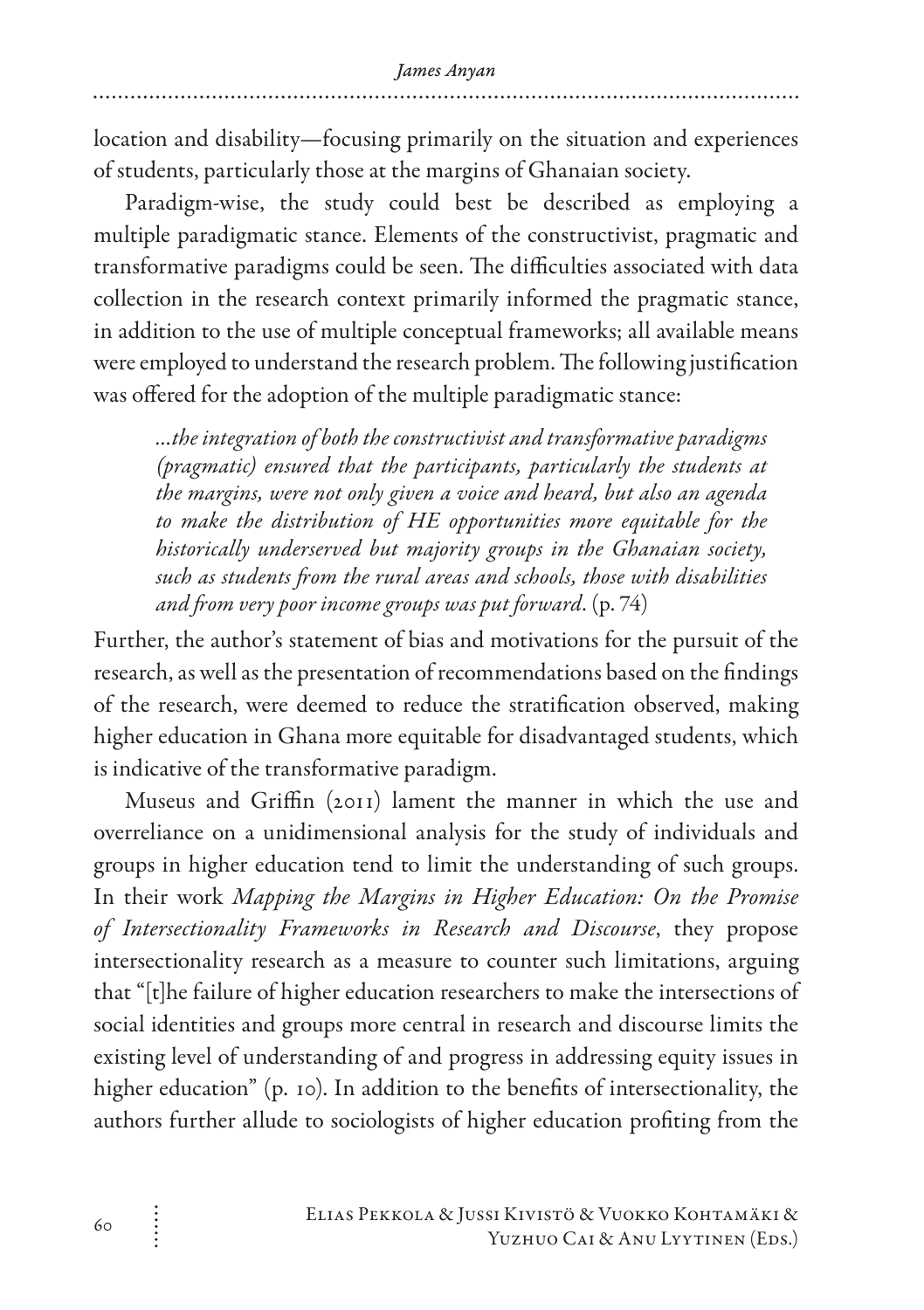location and disability—focusing primarily on the situation and experiences of students, particularly those at the margins of Ghanaian society.

Paradigm-wise, the study could best be described as employing a multiple paradigmatic stance. Elements of the constructivist, pragmatic and transformative paradigms could be seen. The difficulties associated with data collection in the research context primarily informed the pragmatic stance, in addition to the use of multiple conceptual frameworks; all available means were employed to understand the research problem. The following justification was offered for the adoption of the multiple paradigmatic stance:

> *...the integration of both the constructivist and transformative paradigms (pragmatic) ensured that the participants, particularly the students at the margins, were not only given a voice and heard, but also an agenda to make the distribution of HE opportunities more equitable for the historically underserved but majority groups in the Ghanaian society, such as students from the rural areas and schools, those with disabilities and from very poor income groups was put forward.* (p. 74)

Further, the author's statement of bias and motivations for the pursuit of the research, as well as the presentation of recommendations based on the findings of the research, were deemed to reduce the stratification observed, making higher education in Ghana more equitable for disadvantaged students, which is indicative of the transformative paradigm.

Museus and Griffin (2011) lament the manner in which the use and overreliance on a unidimensional analysis for the study of individuals and groups in higher education tend to limit the understanding of such groups. In their work *Mapping the Margins in Higher Education: On the Promise of Intersectionality Frameworks in Research and Discourse*, they propose intersectionality research as a measure to counter such limitations, arguing that "[t]he failure of higher education researchers to make the intersections of social identities and groups more central in research and discourse limits the existing level of understanding of and progress in addressing equity issues in higher education" (p. 10). In addition to the benefits of intersectionality, the authors further allude to sociologists of higher education profiting from the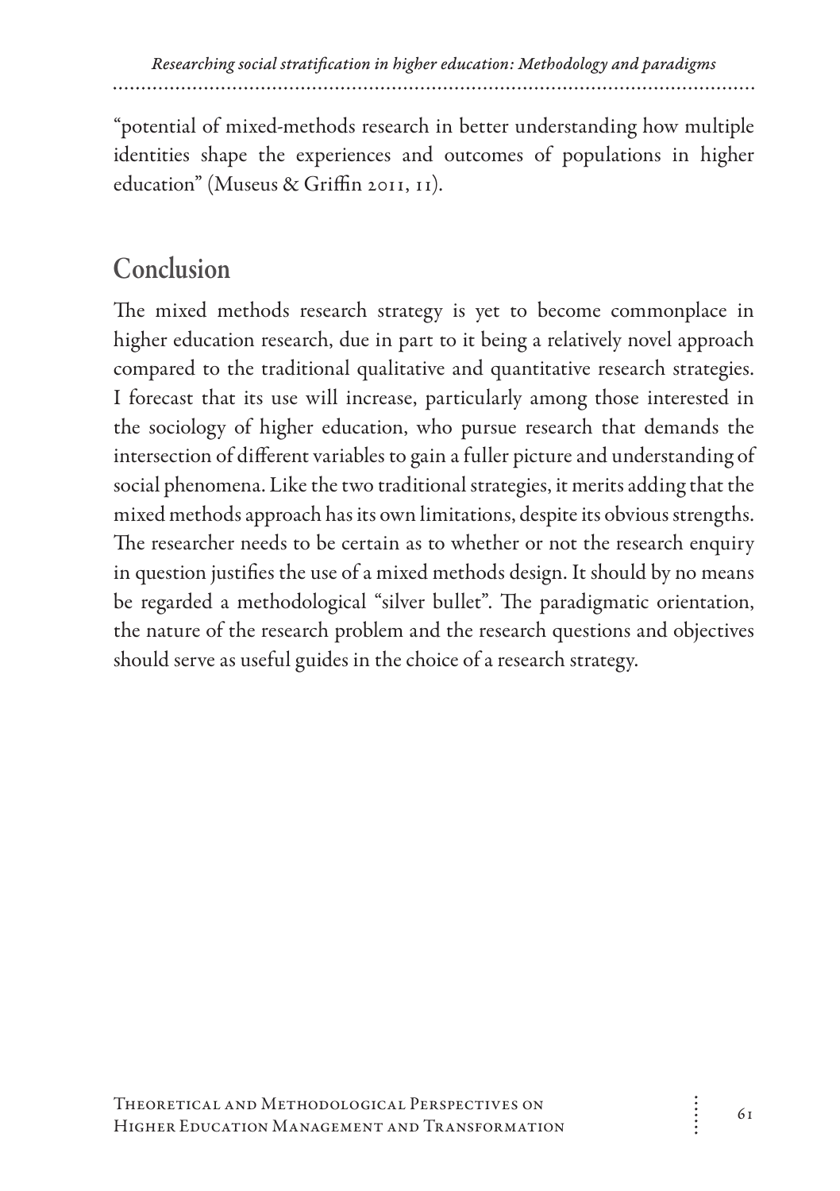"potential of mixed-methods research in better understanding how multiple identities shape the experiences and outcomes of populations in higher education" (Museus & Griffin 2011, 11).

## Conclusion

The mixed methods research strategy is yet to become commonplace in higher education research, due in part to it being a relatively novel approach compared to the traditional qualitative and quantitative research strategies. I forecast that its use will increase, particularly among those interested in the sociology of higher education, who pursue research that demands the intersection of different variables to gain a fuller picture and understanding of social phenomena. Like the two traditional strategies, it merits adding that the mixed methods approach has its own limitations, despite its obvious strengths. The researcher needs to be certain as to whether or not the research enquiry in question justifies the use of a mixed methods design. It should by no means be regarded a methodological "silver bullet". The paradigmatic orientation, the nature of the research problem and the research questions and objectives should serve as useful guides in the choice of a research strategy.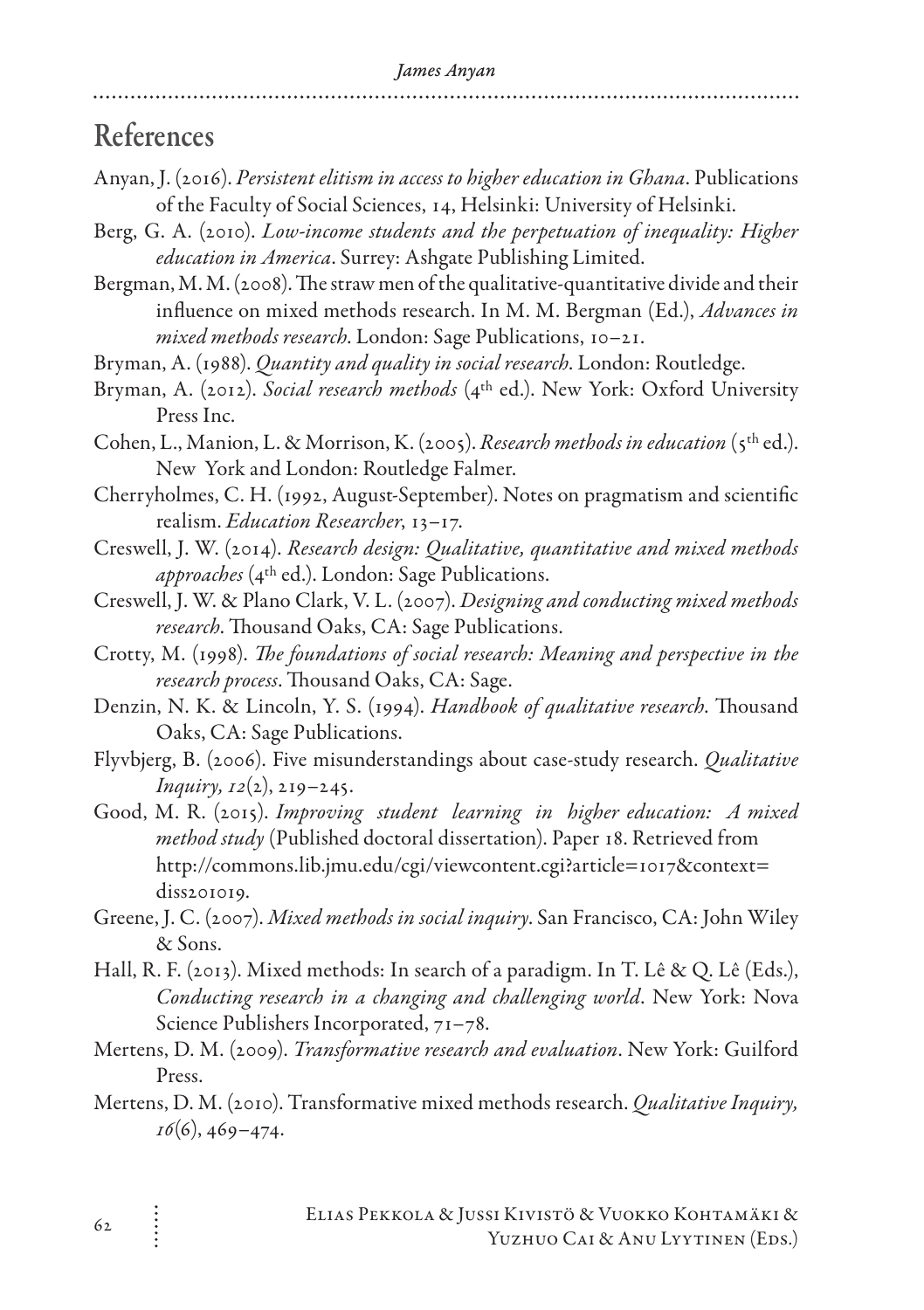## References

Anyan, J. (2016). *Persistent elitism in access to higher education in Ghana*. Publications of the Faculty of Social Sciences, 14, Helsinki: University of Helsinki.

Berg, G. A. (2010). *Low-income students and the perpetuation of inequality: Higher education in America*. Surrey: Ashgate Publishing Limited.

Bergman, M. M. (2008). The straw men of the qualitative-quantitative divide and their influence on mixed methods research. In M. M. Bergman (Ed.), *Advances in mixed methods research*. London: Sage Publications, 10–21.

Bryman, A. (1988). *Quantity and quality in social research*. London: Routledge.

Bryman, A. (2012). *Social research methods* (4th ed.). New York: Oxford University Press Inc.

Cohen, L., Manion, L. & Morrison, K. (2005). *Research methods in education* (5th ed.). New York and London: Routledge Falmer.

Cherryholmes, C. H. (1992, August-September). Notes on pragmatism and scientific realism. *Education Researcher*, 13–17.

Creswell, J. W. (2014). *Research design: Qualitative, quantitative and mixed methods approaches* (4th ed.). London: Sage Publications.

Creswell, J. W. & Plano Clark, V. L. (2007). *Designing and conducting mixed methods research*. Thousand Oaks, CA: Sage Publications.

Crotty, M. (1998). *The foundations of social research: Meaning and perspective in the research process*. Thousand Oaks, CA: Sage.

Denzin, N. K. & Lincoln, Y. S. (1994). *Handbook of qualitative research*. Thousand Oaks, CA: Sage Publications.

Flyvbjerg, B. (2006). Five misunderstandings about case-study research. *Qualitative Inquiry, 12*(2), 219–245.

Good, M. R. (2015). *Improving student learning in higher education: A mixed method study* (Published doctoral dissertation). Paper 18. Retrieved from http://commons.lib.jmu.edu/cgi/viewcontent.cgi?article=1017&context=diss201019.

Greene, J. C. (2007). *Mixed methods in social inquiry*. San Francisco, CA: John Wiley & Sons.

Hall, R. F. (2013). Mixed methods: In search of a paradigm. In T. Lê & Q. Lê (Eds.), *Conducting research in a changing and challenging world*. New York: Nova Science Publishers Incorporated, 71–78.

Mertens, D. M. (2009). *Transformative research and evaluation*. New York: Guilford Press.

Mertens, D. M. (2010). Transformative mixed methods research. *Qualitative Inquiry, 16*(6), 469–474.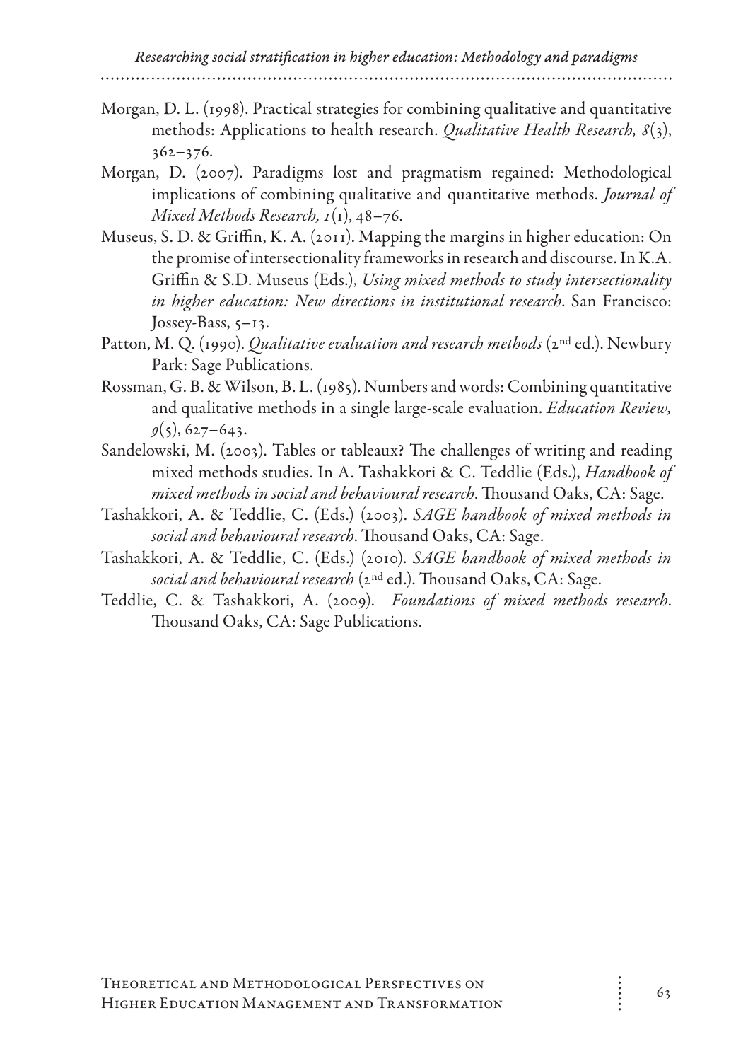Morgan, D. L. (1998). Practical strategies for combining qualitative and quantitative methods: Applications to health research. *Qualitative Health Research, 8*(3), 362–376.

Morgan, D. (2007). Paradigms lost and pragmatism regained: Methodological implications of combining qualitative and quantitative methods. *Journal of Mixed Methods Research, 1*(1), 48–76.

Museus, S. D. & Griffin, K. A. (2011). Mapping the margins in higher education: On the promise of intersectionality frameworks in research and discourse. In K.A. Griffin & S.D. Museus (Eds.), *Using mixed methods to study intersectionality in higher education: New directions in institutional research*. San Francisco: Jossey-Bass, 5–13.

Patton, M. Q. (1990). *Qualitative evaluation and research methods* (2nd ed.). Newbury Park: Sage Publications.

Rossman, G. B. & Wilson, B. L. (1985). Numbers and words: Combining quantitative and qualitative methods in a single large-scale evaluation. *Education Review, 9*(5), 627–643.

Sandelowski, M. (2003). Tables or tableaux? The challenges of writing and reading mixed methods studies. In A. Tashakkori & C. Teddlie (Eds.), *Handbook of mixed methods in social and behavioural research*. Thousand Oaks, CA: Sage.

Tashakkori, A. & Teddlie, C. (Eds.) (2003). *SAGE handbook of mixed methods in social and behavioural research*. Thousand Oaks, CA: Sage.

Tashakkori, A. & Teddlie, C. (Eds.) (2010). *SAGE handbook of mixed methods in social and behavioural research* (2nd ed.). Thousand Oaks, CA: Sage.

Teddlie, C. & Tashakkori, A. (2009). *Foundations of mixed methods research*. Thousand Oaks, CA: Sage Publications.